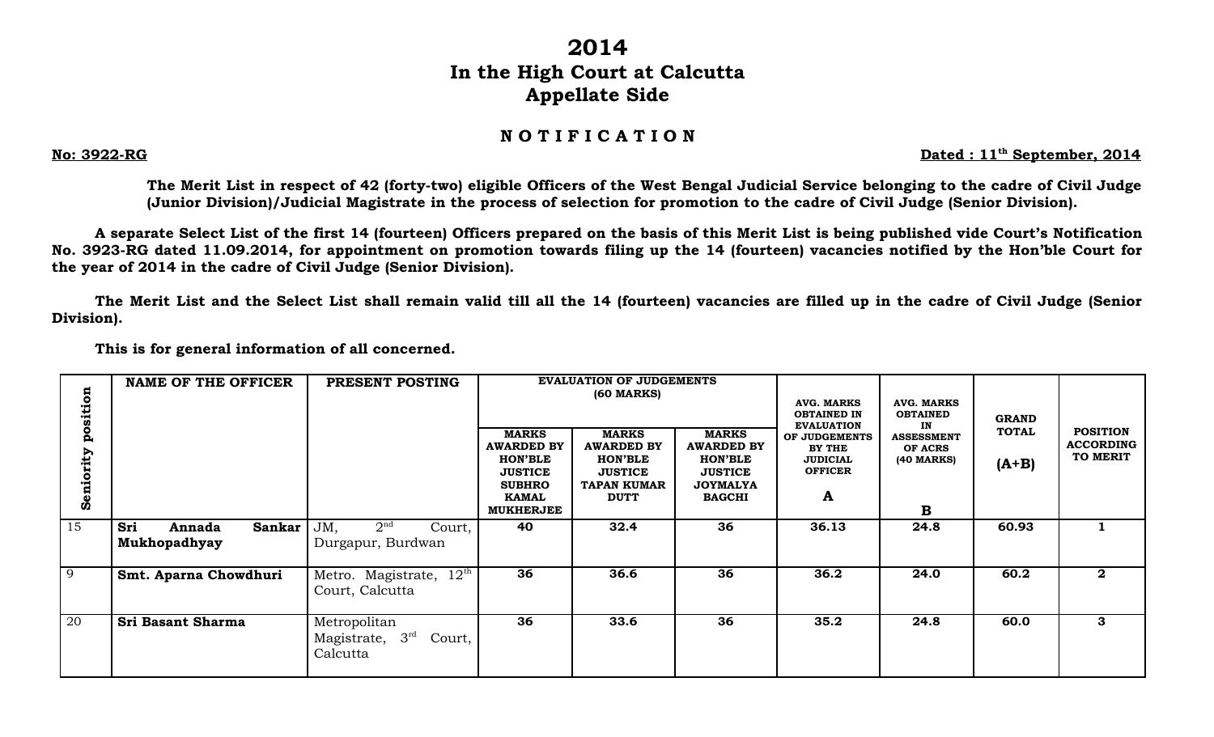# 2014
# In the High Court at Calcutta
# Appellate Side

## N O T I F I C A T I O N

**No: 3922-RG** **Dated : 11th September, 2014**

**The Merit List in respect of 42 (forty-two) eligible Officers of the West Bengal Judicial Service belonging to the cadre of Civil Judge (Junior Division)/Judicial Magistrate in the process of selection for promotion to the cadre of Civil Judge (Senior Division).**

**A separate Select List of the first 14 (fourteen) Officers prepared on the basis of this Merit List is being published vide Court's Notification No. 3923-RG dated 11.09.2014, for appointment on promotion towards filing up the 14 (fourteen) vacancies notified by the Hon'ble Court for the year of 2014 in the cadre of Civil Judge (Senior Division).**

**The Merit List and the Select List shall remain valid till all the 14 (fourteen) vacancies are filled up in the cadre of Civil Judge (Senior Division).**

**This is for general information of all concerned.**

| Seniority position | NAME OF THE OFFICER | PRESENT POSTING | EVALUATION OF JUDGEMENTS (60 MARKS) | | | AVG. MARKS OBTAINED IN EVALUATION OF JUDGEMENTS BY THE JUDICIAL OFFICER A | AVG. MARKS OBTAINED IN ASSESSMENT OF ACRS (40 MARKS) B | GRAND TOTAL (A+B) | POSITION ACCORDING TO MERIT |
|---|---|---|---|---|---|---|---|---|---|
| | | | MARKS AWARDED BY HON'BLE JUSTICE SUBHRO KAMAL MUKHERJEE | MARKS AWARDED BY HON'BLE JUSTICE TAPAN KUMAR DUTT | MARKS AWARDED BY HON'BLE JUSTICE JOYMALYA BAGCHI | | | | |
| 15 | **Sri Annada Sankar Mukhopadhyay** | JM, 2nd Court, Durgapur, Burdwan | **40** | **32.4** | **36** | **36.13** | **24.8** | **60.93** | **1** |
| 9 | **Smt. Aparna Chowdhuri** | Metro. Magistrate, 12th Court, Calcutta | **36** | **36.6** | **36** | **36.2** | **24.0** | **60.2** | **2** |
| 20 | **Sri Basant Sharma** | Metropolitan Magistrate, 3rd Court, Calcutta | **36** | **33.6** | **36** | **35.2** | **24.8** | **60.0** | **3** |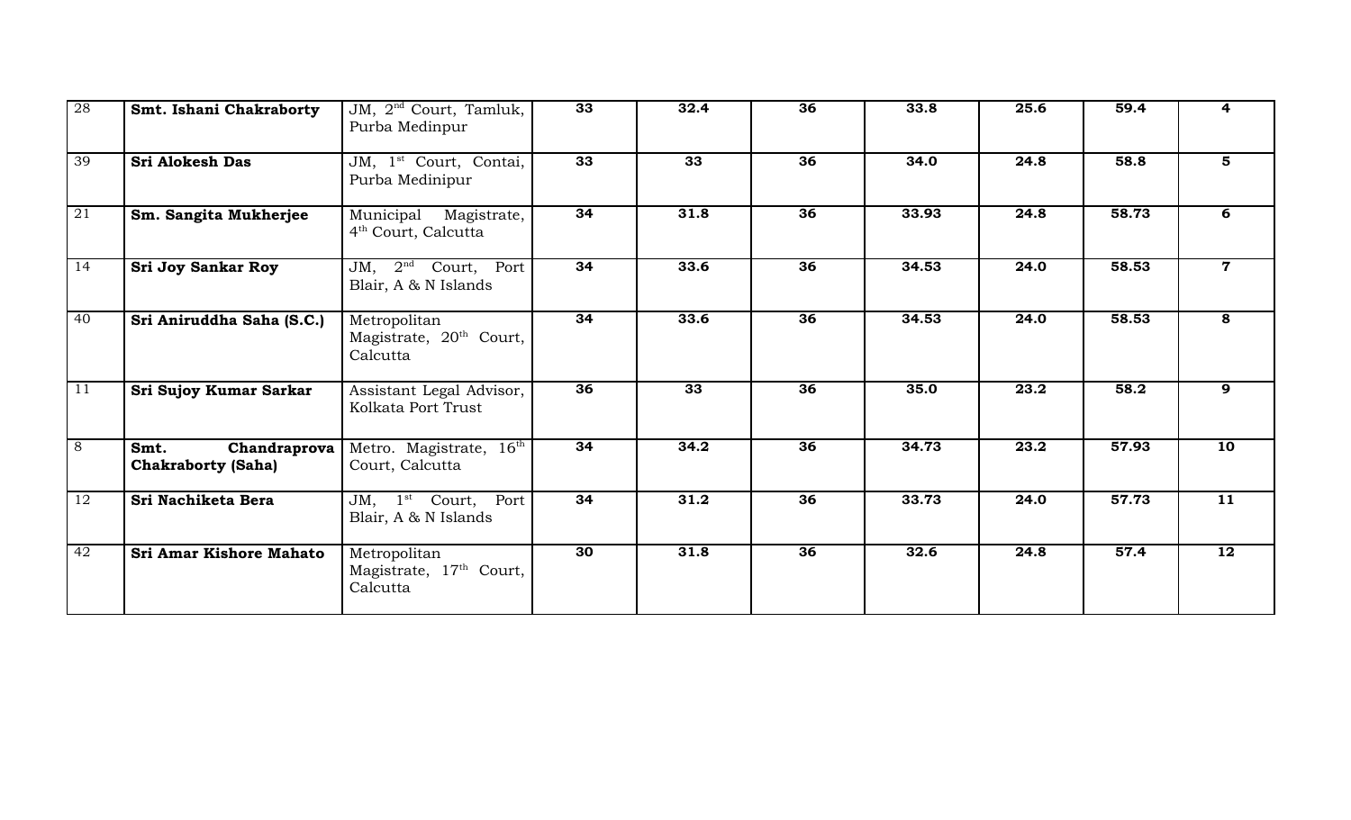| | | | | | | | | | |
|---|---|---|---|---|---|---|---|---|---|
| 28 | **Smt. Ishani Chakraborty** | JM, 2nd Court, Tamluk, Purba Medinpur | **33** | **32.4** | **36** | **33.8** | **25.6** | **59.4** | **4** |
| 39 | **Sri Alokesh Das** | JM, 1st Court, Contai, Purba Medinipur | **33** | **33** | **36** | **34.0** | **24.8** | **58.8** | **5** |
| 21 | **Sm. Sangita Mukherjee** | Municipal Magistrate, 4th Court, Calcutta | **34** | **31.8** | **36** | **33.93** | **24.8** | **58.73** | **6** |
| 14 | **Sri Joy Sankar Roy** | JM, 2nd Court, Port Blair, A & N Islands | **34** | **33.6** | **36** | **34.53** | **24.0** | **58.53** | **7** |
| 40 | **Sri Aniruddha Saha (S.C.)** | Metropolitan Magistrate, 20th Court, Calcutta | **34** | **33.6** | **36** | **34.53** | **24.0** | **58.53** | **8** |
| 11 | **Sri Sujoy Kumar Sarkar** | Assistant Legal Advisor, Kolkata Port Trust | **36** | **33** | **36** | **35.0** | **23.2** | **58.2** | **9** |
| 8 | **Smt. Chandraprova Chakraborty (Saha)** | Metro. Magistrate, 16th Court, Calcutta | **34** | **34.2** | **36** | **34.73** | **23.2** | **57.93** | **10** |
| 12 | **Sri Nachiketa Bera** | JM, 1st Court, Port Blair, A & N Islands | **34** | **31.2** | **36** | **33.73** | **24.0** | **57.73** | **11** |
| 42 | **Sri Amar Kishore Mahato** | Metropolitan Magistrate, 17th Court, Calcutta | **30** | **31.8** | **36** | **32.6** | **24.8** | **57.4** | **12** |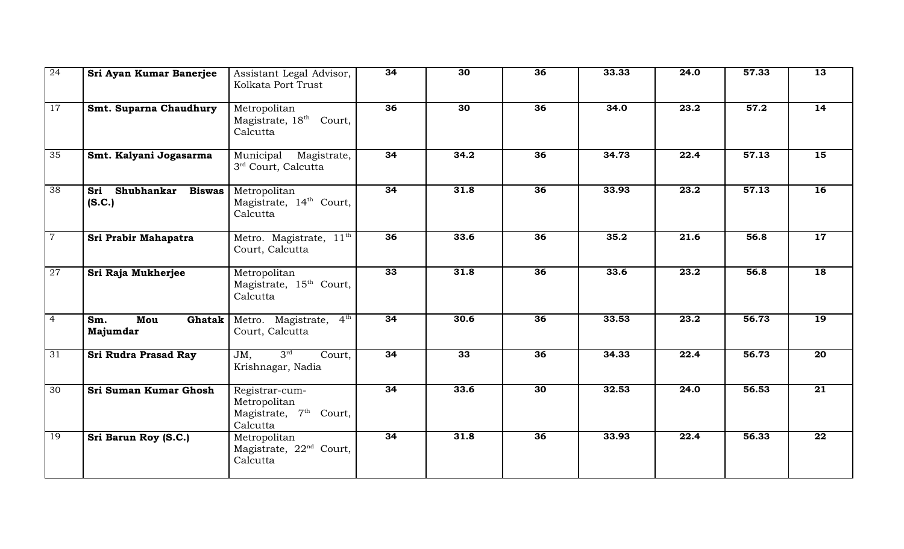| | | | | | | | | | |
|---|---|---|---|---|---|---|---|---|---|
| 24 | **Sri Ayan Kumar Banerjee** | Assistant Legal Advisor, Kolkata Port Trust | **34** | **30** | **36** | **33.33** | **24.0** | **57.33** | **13** |
| 17 | **Smt. Suparna Chaudhury** | Metropolitan Magistrate, 18th Court, Calcutta | **36** | **30** | **36** | **34.0** | **23.2** | **57.2** | **14** |
| 35 | **Smt. Kalyani Jogasarma** | Municipal Magistrate, 3rd Court, Calcutta | **34** | **34.2** | **36** | **34.73** | **22.4** | **57.13** | **15** |
| 38 | **Sri Shubhankar Biswas (S.C.)** | Metropolitan Magistrate, 14th Court, Calcutta | **34** | **31.8** | **36** | **33.93** | **23.2** | **57.13** | **16** |
| 7 | **Sri Prabir Mahapatra** | Metro. Magistrate, 11th Court, Calcutta | **36** | **33.6** | **36** | **35.2** | **21.6** | **56.8** | **17** |
| 27 | **Sri Raja Mukherjee** | Metropolitan Magistrate, 15th Court, Calcutta | **33** | **31.8** | **36** | **33.6** | **23.2** | **56.8** | **18** |
| 4 | **Sm. Mou Ghatak Majumdar** | Metro. Magistrate, 4th Court, Calcutta | **34** | **30.6** | **36** | **33.53** | **23.2** | **56.73** | **19** |
| 31 | **Sri Rudra Prasad Ray** | JM, 3rd Court, Krishnagar, Nadia | **34** | **33** | **36** | **34.33** | **22.4** | **56.73** | **20** |
| 30 | **Sri Suman Kumar Ghosh** | Registrar-cum-Metropolitan Magistrate, 7th Court, Calcutta | **34** | **33.6** | **30** | **32.53** | **24.0** | **56.53** | **21** |
| 19 | **Sri Barun Roy (S.C.)** | Metropolitan Magistrate, 22nd Court, Calcutta | **34** | **31.8** | **36** | **33.93** | **22.4** | **56.33** | **22** |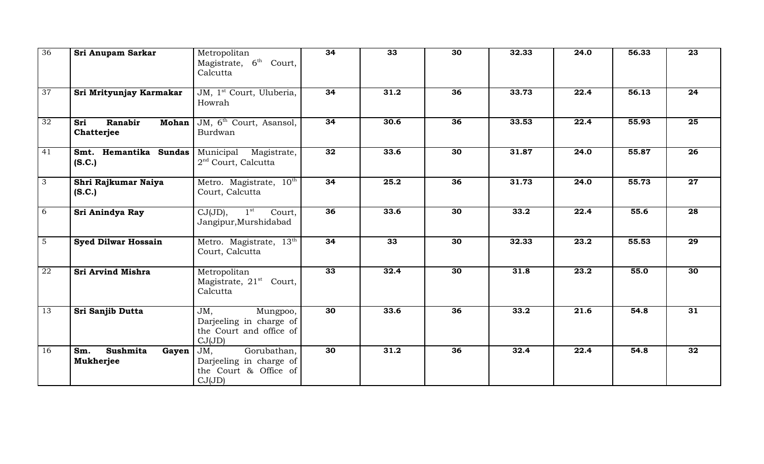| | | | | | | | | | |
|---|---|---|---|---|---|---|---|---|---|
| 36 | **Sri Anupam Sarkar** | Metropolitan Magistrate, 6th Court, Calcutta | **34** | **33** | **30** | **32.33** | **24.0** | **56.33** | **23** |
| 37 | **Sri Mrityunjay Karmakar** | JM, 1st Court, Uluberia, Howrah | **34** | **31.2** | **36** | **33.73** | **22.4** | **56.13** | **24** |
| 32 | **Sri Ranabir Mohan Chatterjee** | JM, 6th Court, Asansol, Burdwan | **34** | **30.6** | **36** | **33.53** | **22.4** | **55.93** | **25** |
| 41 | **Smt. Hemantika Sundas (S.C.)** | Municipal Magistrate, 2nd Court, Calcutta | **32** | **33.6** | **30** | **31.87** | **24.0** | **55.87** | **26** |
| 3 | **Shri Rajkumar Naiya (S.C.)** | Metro. Magistrate, 10th Court, Calcutta | **34** | **25.2** | **36** | **31.73** | **24.0** | **55.73** | **27** |
| 6 | **Sri Anindya Ray** | CJ(JD), 1st Court, Jangipur,Murshidabad | **36** | **33.6** | **30** | **33.2** | **22.4** | **55.6** | **28** |
| 5 | **Syed Dilwar Hossain** | Metro. Magistrate, 13th Court, Calcutta | **34** | **33** | **30** | **32.33** | **23.2** | **55.53** | **29** |
| 22 | **Sri Arvind Mishra** | Metropolitan Magistrate, 21st Court, Calcutta | **33** | **32.4** | **30** | **31.8** | **23.2** | **55.0** | **30** |
| 13 | **Sri Sanjib Dutta** | JM, Mungpoo, Darjeeling in charge of the Court and office of CJ(JD) | **30** | **33.6** | **36** | **33.2** | **21.6** | **54.8** | **31** |
| 16 | **Sm. Sushmita Gayen Mukherjee** | JM, Gorubathan, Darjeeling in charge of the Court & Office of CJ(JD) | **30** | **31.2** | **36** | **32.4** | **22.4** | **54.8** | **32** |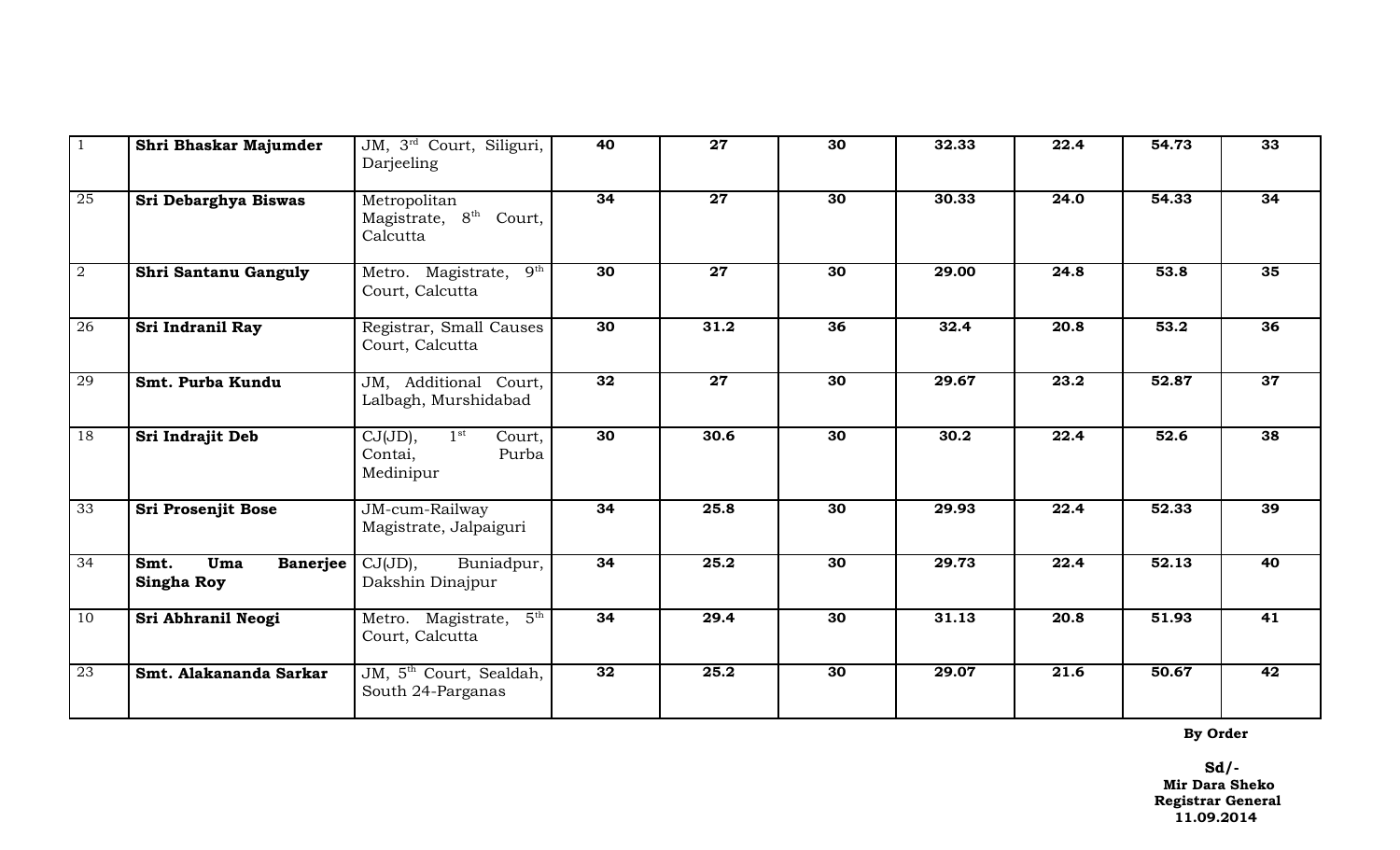| | | | | | | | | | |
|---|---|---|---|---|---|---|---|---|---|
| 1 | **Shri Bhaskar Majumder** | JM, 3rd Court, Siliguri, Darjeeling | **40** | **27** | **30** | **32.33** | **22.4** | **54.73** | **33** |
| 25 | **Sri Debarghya Biswas** | Metropolitan Magistrate, 8th Court, Calcutta | **34** | **27** | **30** | **30.33** | **24.0** | **54.33** | **34** |
| 2 | **Shri Santanu Ganguly** | Metro. Magistrate, 9th Court, Calcutta | **30** | **27** | **30** | **29.00** | **24.8** | **53.8** | **35** |
| 26 | **Sri Indranil Ray** | Registrar, Small Causes Court, Calcutta | **30** | **31.2** | **36** | **32.4** | **20.8** | **53.2** | **36** |
| 29 | **Smt. Purba Kundu** | JM, Additional Court, Lalbagh, Murshidabad | **32** | **27** | **30** | **29.67** | **23.2** | **52.87** | **37** |
| 18 | **Sri Indrajit Deb** | CJ(JD), 1st Court, Contai, Purba Medinipur | **30** | **30.6** | **30** | **30.2** | **22.4** | **52.6** | **38** |
| 33 | **Sri Prosenjit Bose** | JM-cum-Railway Magistrate, Jalpaiguri | **34** | **25.8** | **30** | **29.93** | **22.4** | **52.33** | **39** |
| 34 | **Smt. Uma Banerjee Singha Roy** | CJ(JD), Buniadpur, Dakshin Dinajpur | **34** | **25.2** | **30** | **29.73** | **22.4** | **52.13** | **40** |
| 10 | **Sri Abhranil Neogi** | Metro. Magistrate, 5th Court, Calcutta | **34** | **29.4** | **30** | **31.13** | **20.8** | **51.93** | **41** |
| 23 | **Smt. Alakananda Sarkar** | JM, 5th Court, Sealdah, South 24-Parganas | **32** | **25.2** | **30** | **29.07** | **21.6** | **50.67** | **42** |

**By Order**

**Sd/-**
**Mir Dara Sheko**
**Registrar General**
**11.09.2014**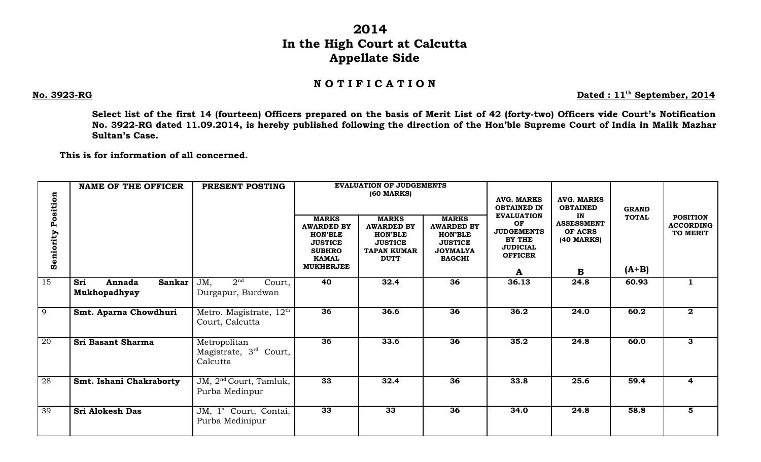# 2014
# In the High Court at Calcutta
# Appellate Side

## N O T I F I C A T I O N

**No. 3923-RG** **Dated : 11th September, 2014**

**Select list of the first 14 (fourteen) Officers prepared on the basis of Merit List of 42 (forty-two) Officers vide Court's Notification No. 3922-RG dated 11.09.2014, is hereby published following the direction of the Hon'ble Supreme Court of India in Malik Mazhar Sultan's Case.**

**This is for information of all concerned.**

| Seniority Position | NAME OF THE OFFICER | PRESENT POSTING | EVALUATION OF JUDGEMENTS (60 MARKS) | | | AVG. MARKS OBTAINED IN EVALUATION OF JUDGEMENTS BY THE JUDICIAL OFFICER | AVG. MARKS OBTAINED IN ASSESSMENT OF ACRS (40 MARKS) | GRAND TOTAL | POSITION ACCORDING TO MERIT |
|---|---|---|---|---|---|---|---|---|---|
| | | | MARKS AWARDED BY HON'BLE JUSTICE SUBHRO KAMAL MUKHERJEE | MARKS AWARDED BY HON'BLE JUSTICE TAPAN KUMAR DUTT | MARKS AWARDED BY HON'BLE JUSTICE JOYMALYA BAGCHI | A | B | (A+B) | |
| 15 | **Sri Annada Sankar Mukhopadhyay** | JM, 2nd Court, Durgapur, Burdwan | **40** | **32.4** | **36** | **36.13** | **24.8** | **60.93** | **1** |
| 9 | **Smt. Aparna Chowdhuri** | Metro. Magistrate, 12th Court, Calcutta | **36** | **36.6** | **36** | **36.2** | **24.0** | **60.2** | **2** |
| 20 | **Sri Basant Sharma** | Metropolitan Magistrate, 3rd Court, Calcutta | **36** | **33.6** | **36** | **35.2** | **24.8** | **60.0** | **3** |
| 28 | **Smt. Ishani Chakraborty** | JM, 2nd Court, Tamluk, Purba Medinpur | **33** | **32.4** | **36** | **33.8** | **25.6** | **59.4** | **4** |
| 39 | **Sri Alokesh Das** | JM, 1st Court, Contai, Purba Medinipur | **33** | **33** | **36** | **34.0** | **24.8** | **58.8** | **5** |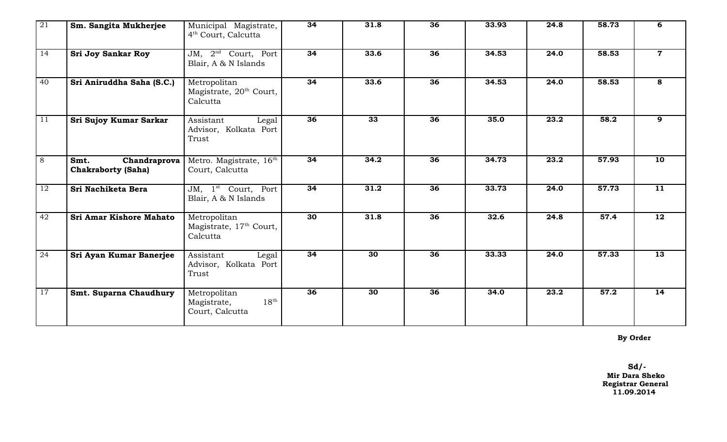| | | | | | | | | | |
|---|---|---|---|---|---|---|---|---|---|
| 21 | **Sm. Sangita Mukherjee** | Municipal Magistrate, 4th Court, Calcutta | **34** | **31.8** | **36** | **33.93** | **24.8** | **58.73** | **6** |
| 14 | **Sri Joy Sankar Roy** | JM, 2nd Court, Port Blair, A & N Islands | **34** | **33.6** | **36** | **34.53** | **24.0** | **58.53** | **7** |
| 40 | **Sri Aniruddha Saha (S.C.)** | Metropolitan Magistrate, 20th Court, Calcutta | **34** | **33.6** | **36** | **34.53** | **24.0** | **58.53** | **8** |
| 11 | **Sri Sujoy Kumar Sarkar** | Assistant Legal Advisor, Kolkata Port Trust | **36** | **33** | **36** | **35.0** | **23.2** | **58.2** | **9** |
| 8 | **Smt. Chandraprova Chakraborty (Saha)** | Metro. Magistrate, 16th Court, Calcutta | **34** | **34.2** | **36** | **34.73** | **23.2** | **57.93** | **10** |
| 12 | **Sri Nachiketa Bera** | JM, 1st Court, Port Blair, A & N Islands | **34** | **31.2** | **36** | **33.73** | **24.0** | **57.73** | **11** |
| 42 | **Sri Amar Kishore Mahato** | Metropolitan Magistrate, 17th Court, Calcutta | **30** | **31.8** | **36** | **32.6** | **24.8** | **57.4** | **12** |
| 24 | **Sri Ayan Kumar Banerjee** | Assistant Legal Advisor, Kolkata Port Trust | **34** | **30** | **36** | **33.33** | **24.0** | **57.33** | **13** |
| 17 | **Smt. Suparna Chaudhury** | Metropolitan Magistrate, 18th Court, Calcutta | **36** | **30** | **36** | **34.0** | **23.2** | **57.2** | **14** |

**By Order**

**Sd/-**
**Mir Dara Sheko**
**Registrar General**
**11.09.2014**